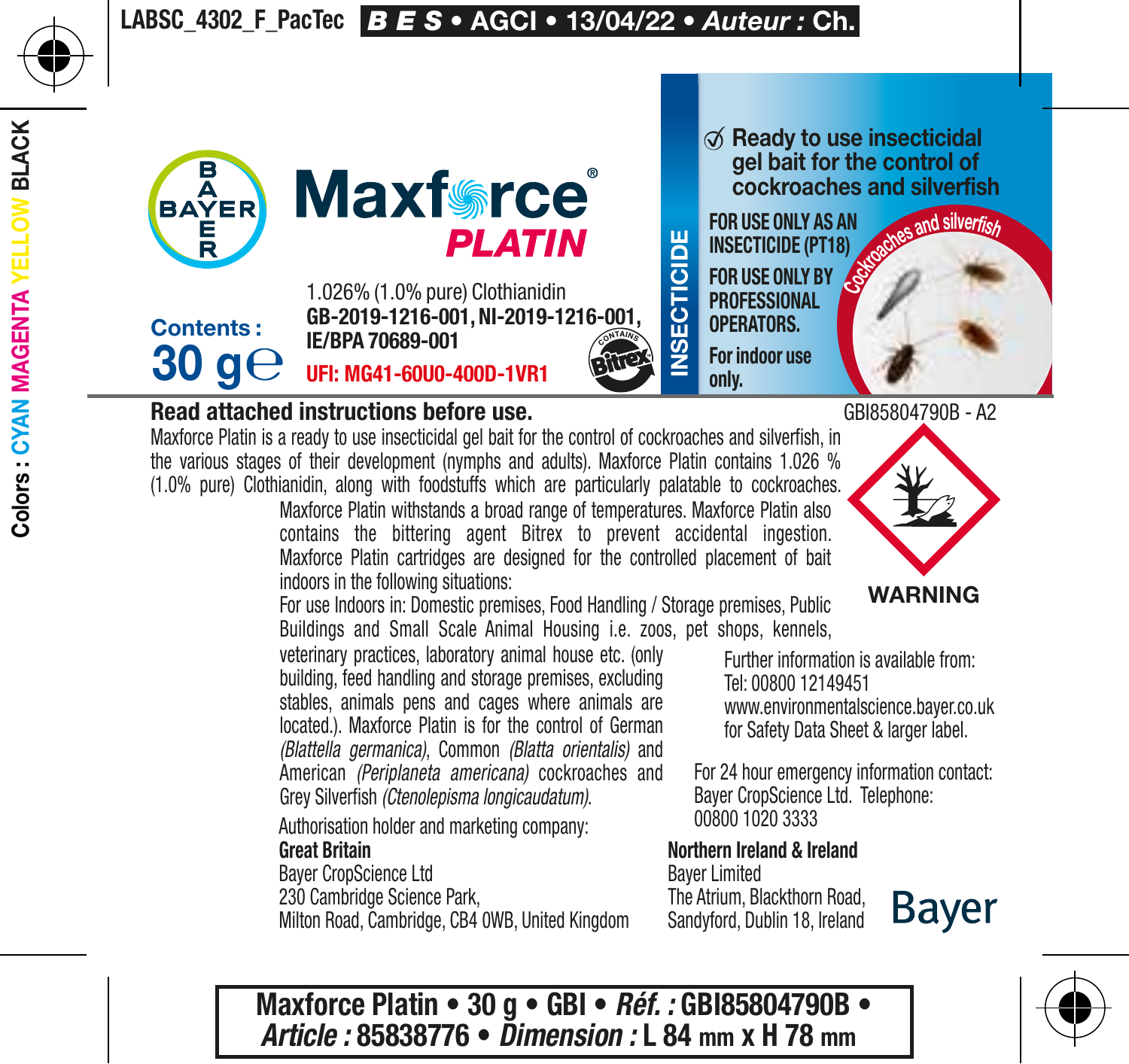LABSC_4302_F_PacTec **B E S • AGCI • 13/04/22 • Auteur : Ch.**

Colors : CYAN MAGENTA YELLOW BLACK

# Maxforce® PLATIN

BAYER

**Contents : 30 g℮**

1.026% (1.0% pure) Clothianidin
**GB-2019-1216-001, NI-2019-1216-001, IE/BPA 70689-001**
**UFI: MG41-60U0-400D-1VR1**

CONTAINS Bitrex

**INSECTICIDE**

**Ready to use insecticidal gel bait for the control of cockroaches and silverfish**

**FOR USE ONLY AS AN INSECTICIDE (PT18)**

**FOR USE ONLY BY PROFESSIONAL OPERATORS.**

**For indoor use only.**

Cockroaches and silverfish

**Read attached instructions before use.**

GBI85804790B - A2

Maxforce Platin is a ready to use insecticidal gel bait for the control of cockroaches and silverfish, in the various stages of their development (nymphs and adults). Maxforce Platin contains 1.026 % (1.0% pure) Clothianidin, along with foodstuffs which are particularly palatable to cockroaches. Maxforce Platin withstands a broad range of temperatures. Maxforce Platin also contains the bittering agent Bitrex to prevent accidental ingestion. Maxforce Platin cartridges are designed for the controlled placement of bait indoors in the following situations:
For use Indoors in: Domestic premises, Food Handling / Storage premises, Public Buildings and Small Scale Animal Housing i.e. zoos, pet shops, kennels, veterinary practices, laboratory animal house etc. (only building, feed handling and storage premises, excluding stables, animals pens and cages where animals are located.). Maxforce Platin is for the control of German *(Blattella germanica)*, Common *(Blatta orientalis)* and American *(Periplaneta americana)* cockroaches and Grey Silverfish *(Ctenolepisma longicaudatum)*.

**WARNING**

Further information is available from:
Tel: 00800 12149451
www.environmentalscience.bayer.co.uk
for Safety Data Sheet & larger label.

For 24 hour emergency information contact:
Bayer CropScience Ltd. Telephone:
00800 1020 3333

Authorisation holder and marketing company:

**Great Britain**
Bayer CropScience Ltd
230 Cambridge Science Park,
Milton Road, Cambridge, CB4 0WB, United Kingdom

**Northern Ireland & Ireland**
Bayer Limited
The Atrium, Blackthorn Road,
Sandyford, Dublin 18, Ireland

Bayer

**Maxforce Platin • 30 g • GBI • *Réf. :* GBI85804790B •**
***Article :* 85838776 • *Dimension :* L 84 mm x H 78 mm**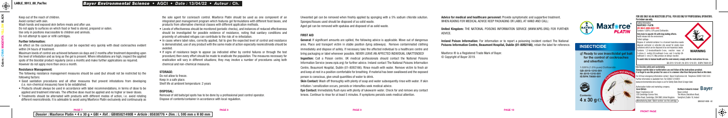Keep out of the reach of children.
Avoid contact with skin.
Wash hands and exposed skin before meals and after use.
Do not apply to surfaces on which food or feed is stored, prepared or eaten.
Use only in positions inaccessible to children and animals.
Do not attempt to open or refill cartridges.

**Further Information:**

An effect on the cockroach population can be expected very quickly with dead cockroaches evident within 24 hours of treatment.

Maximum levels of control are achieved between six days and 2 months after treatment depending upon the level of infestation and as long as the gel is present. Where infestations are high, inspect the applied spots of the biocidal product regularly (once a month) and make further applications as required. However do not apply more than once a month.

**Resistance Management:**

The following resistance management measures should be used (but should not be restricted to) the following factors:

- Good sanitation procedures and all other measures that prevent infestations from developing (i.e. non-chemical measures) have to be established.
- Products should always be used in accordance with label recommendations, in terms of dose to be applied and treatment intervals. The effective dose must be applied and no higher or lower doses.
- Treatments should be alternated with products with different modes of action, i.e. avoid rotating different neonicotinoids. It is advisable to avoid using Maxforce Platin exclusively and continuously as the sole agent for cockroach control. Maxforce Platin should be used as one component of an integrated pest management program which features gel formulations with different food bases, and products from alternative chemical classes with different application methods.
- Levels of effectiveness should be monitored (periodic checks), and instances of reduced effectiveness should be investigated for possible evidence of resistance, noting that sanitary conditions and proximity of untreated refuges can contribute to the risk of re-infestation.
- In cases where label rates, correctly applied, fail to give the expected level of control and resistance is demonstrated, use of any product with the same mode of action especially neonicotinoids should be avoided.
- If signs of resistance begin to appear (as indicated either by control failures or through the test procedure) then every effort should be made to eradicate the population. The measures necessary for eradication will vary in different situations; they may involve a number of procedures using both chemical and non-chemical measures.

**STORAGE:**

Do not allow to freeze.
Keep in a safe place.
Shelf life at ambient temperature: 2 years

**DISPOSAL:**

Removal of old baits/gel spots has to be done by a professional pest control operator.
Dispose of contents/container in accordance with local regulation.

Unwanted gel can be removed when freshly applied by sponging with a 5% sodium chloride solution.
Sponges/tissues used should be disposed of as solid waste.
Aged gel can be removed with spatulas and disposed of as solid waste.

**FIRST AID**

**General:** If significant amounts are spilled, the following advice is applicable. Move out of dangerous area. Place and transport victim in stable position (lying sideways). Remove contaminated clothing immediately and dispose of safely. If necessary take the affected individual to a healthcare centre and bring packaging or label whenever possible. NEVER LEAVE AN AFFECTED INDIVIDUAL UNATTENDED!

**Ingestion:** Call a Poison centre. UK medical professionals should contact the National Poisons Information Service (www.npis.org) for further advice. Ireland contact The National Poisons Information Centre, Beaumont Hospital, Dublin (01-8092166). Rinse mouth with water. Remove victim to fresh air and keep at rest in a position comfortable for breathing. If material has been swallowed and the exposed person is conscious, give small quantities of water to drink.

**Skin Contact:** Wash off thoroughly with plenty of soap and water subsequently rinse with water. If skin irritation / sensitization occurs, persists or intensifies seek medical advice.

**Eye Contact:** Immediately flush eyes with plenty of lukewarm water. Check for and remove any contact lenses. Continue to rinse for at least 5 minutes. If symptoms persists seek medical attention.

**Advice for medical and healthcare personnel:** Provide symptomatic and supportive treatment. WHEN ASKING FOR MEDICAL ADVICE KEEP PACKAGING OR LABEL AT HAND AND CALL:

**United Kingdom:** THE NATIONAL POISONS INFORMATION SERVICE (WWW.NPIS.ORG) FOR FURTHER ADVICE.

**Ireland Poison Information:** For information or to report a poisoning incident contact The National **Poisons Information Centre, Beaumont Hospital, Dublin (01-8092166)**, retain the label for reference.

Maxforce ® is a Registered Trade Mark of Bayer.
© Copyright of Bayer 2019.

Maxforce PLATIN

# INSECTICIDE

**Ready to use insecticidal gel bait for the control of cockroaches and silverfish**

1.0201% (1.0% pure) Clothianidin
GB-2019-1216-001
NI-2019-1216-001
IE/BPA 70689-001

Contents: 4 x 30 g

**FOR USE ONLY AS AN INSECTICIDE (PT18). FOR USE ONLY BY PROFESSIONAL OPERATORS. For indoor use only.**

Safety information
MAXFORCE® PLATIN
UFI: MGH1-40XN-K00Y-Y9FE
Contains 1.0201% (1.0% pure) Clothianidin.
**Very toxic to aquatic life with long lasting effects.**
Avoid release into the environment.
Collect spillage.
Dispose of contents/container to a licensed hazardous-waste disposal contractor or collection site except for empty clean containers which can be disposed of as non-hazardous waste.
Contains: 1,2-benzisothiazolin-3-one, reaction mass of 5-chloro-2- methyl-2H-isothiazol-3-one and 2-methyl-2H-isothiazol-3- one (3:1). May produce an allergic reaction.

WARNING

**To avoid risks to human health and the environment, comply with the instructions for use.**
GB-2019-1216-001, NI-2019-1216-001, IE/BPA 70689-001

**Use biocides safely and sustainably.**
**Always read the label or leaflet before use and follow all the instructions provided.**
**It is illegal to use this product for uses or in a manner other than that prescribed on this label.**
For 24 hour emergency information contact: Bayer CropScience Ltd. Telephone: 00800 1020 3333
Further information is available from: Tel: 00800 1214 9451
www.environmentalscience.bayer.co.uk for Safety Data Sheet & longer label.

Authorisation holder and marketing company:

**Great Britain**
Bayer CropScience Ltd
230 Cambridge Science Park,
Milton Road, Cambridge, CB4 0WB, United Kingdom

**Northern Ireland & Ireland**
Bayer Limited
The Atrium, Blackthorn Road,
Sandyford, Dublin 18, Ireland

Manufacturing date / Batch number: see the cartridge

GBI8582-1490B - 02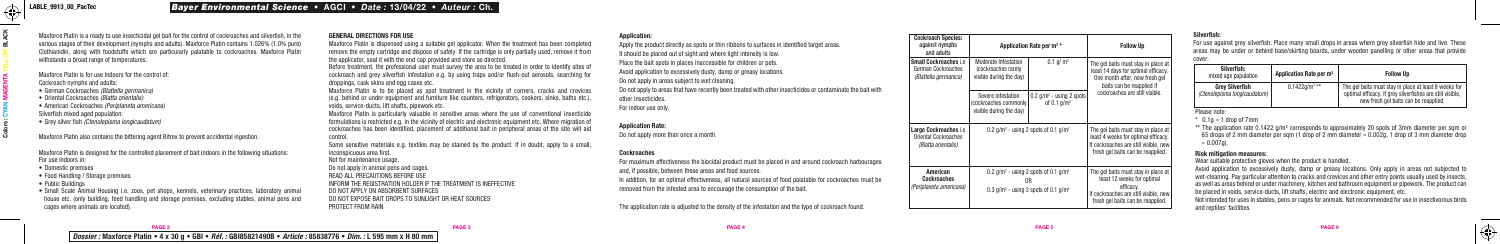Maxforce Platin is a ready to use insecticidal gel bait for the control of cockroaches and silverfish, in the various stages of their development (nymphs and adults). Maxforce Platin contains 1.026% (1.0% pure) Clothianidin, along with foodstuffs which are particularly palatable to cockroaches. Maxforce Platin withstands a broad range of temperatures.

Maxforce Platin is for use Indoors for the control of:

Cockroach nymphs and adults:

- German Cockroaches (*Blattella germanica*)
- Oriental Cockroaches (*Blatta orientalis*)
- American Cockroaches (*Periplaneta americana*)

Silverfish mixed aged population:

- Grey silver fish (*Ctenolepisma longicaudatum*)

Maxforce Platin also contains the bittering agent Bitrex to prevent accidental ingestion.

Maxforce Platin is designed for the controlled placement of bait indoors in the following situations:
For use Indoors in:

- Domestic premises
- Food Handling / Storage premises
- Public Buildings
- Small Scale Animal Housing i.e. zoos, pet shops, kennels, veterinary practices, laboratory animal house etc. (only building, feed handling and storage premises, excluding stables, animal pens and cages where animals are located).

## GENERAL DIRECTIONS FOR USE

Maxforce Platin is dispensed using a suitable gel applicator. When the treatment has been completed remove the empty cartridge and dispose of safely. If the cartridge is only partially used, remove it from the applicator, seal it with the end cap provided and store as directed.

Before treatment, the professional user must survey the area to be treated in order to identify sites of cockroach and grey silverfish infestation e.g. by using traps and/or flush-out aerosols, searching for droppings, cask skins and egg cases etc.

Maxforce Platin is to be placed as spot treatment in the vicinity of corners, cracks and crevices (e.g. behind or under equipment and furniture like counters, refrigerators, cookers, sinks, baths etc.), voids, service ducts, lift shafts, pipework etc.

Maxforce Platin is particularly valuable in sensitive areas where the use of conventional insecticide formulations is restricted e.g. in the vicinity of electric and electronic equipment etc. Where migration of cockroaches has been identified, placement of additional bait in peripheral areas of the site will aid control.

Some sensitive materials e.g. textiles may be stained by the product. If in doubt, apply to a small, inconspicuous area first.

Not for maintenance usage.

Do not apply in animal pens and cages.

READ ALL PRECAUTIONS BEFORE USE

INFORM THE REGISTRATION HOLDER IF THE TREATMENT IS INEFFECTIVE

DO NOT APPLY ON ABSORBENT SURFACES

DO NOT EXPOSE BAIT DROPS TO SUNLIGHT OR HEAT SOURCES

PROTECT FROM RAIN

## Application:

Apply the product directly as spots or thin ribbons to surfaces in identified target areas.

It should be placed out of sight and where light intensity is low.

Place the bait spots in places inaccessible for children or pets.

Avoid application to excessively dusty, damp or greasy locations.

Do not apply in areas subject to wet cleaning.

Do not apply to areas that have recently been treated with other insecticides or contaminate the bait with other insecticides.

For indoor use only.

## Application Rate:

Do not apply more than once a month.

## Cockroaches

For maximum effectiveness the biocidal product must be placed in and around cockroach harbourages and, if possible, between these areas and food sources.

In addition, for an optimal effectiveness, all natural sources of food palatable for cockroaches must be removed from the infested area to encourage the consumption of the bait.

The application rate is adjusted to the density of the infestation and the type of cockroach found.

| Cockroach Species: against nymphs and adults | Application Rate per m² * | | Follow Up |
|---|---|---|---|
| **Small Cockroaches** i.e German Cockroaches (*Blattella germanica*) | Moderate Infestation (cockroaches rarely visible during the day) | 0.1 g/ m² | The gel baits must stay in place at least 14 days for optimal efficacy. One month after, new fresh gel baits can be reapplied if cockroaches are still visible. |
| | Severe infestation (cockroaches commonly visible during the day) | 0.2 g/m² - using 2 spots of 0.1 g/m² | |
| **Large Cockroaches** i.e Oriental Cockroaches (*Blatta orientalis*) | 0.2 g/m² - using 2 spots of 0.1 g/m² | | The gel baits must stay in place at least 4 weeks for optimal efficacy. If cockroaches are still visible, new fresh gel baits can be reapplied. |
| **American Cockroaches** (*Periplaneta americana*) | 0.2 g/m² - using 2 spots of 0.1 g/m² OR 0.3 g/m² - using 3 spots of 0.1 g/m² | | The gel baits must stay in place at least 12 weeks for optimal efficacy. If cockroaches are still visible, new fresh gel baits can be reapplied. |

## Silverfish:

For use against grey silverfish: Place many small drops in areas where grey silverfish hide and live. These areas may be under or behind base/skirting boards, under wooden panelling or other areas that provide cover.

| Silverfish: mixed age population | Application Rate per m² | Follow Up |
|---|---|---|
| **Grey Silverfish** (*Ctenolepisma longicaudatum*) | 0.1422g/m² ** | The gel baits must stay in place at least 8 weeks for optimal efficacy. If grey silverfishes are still visible, new fresh gel baits can be reapplied. |

Please note:

\* 0.1g = 1 drop of 7mm

\*\* The application rate 0.1422 g/m² corresponds to approximately 20 spots of 3mm diameter per sqm or 65 drops of 2 mm diameter per sqm (1 drop of 2 mm diameter = 0.002g, 1 drop of 3 mm diameter drop = 0.007g).

## Risk mitigation measures:

Wear suitable protective gloves when the product is handled.

Avoid application to excessively dusty, damp or greasy locations. Only apply in areas not subjected to wet-cleaning. Pay particular attention to cracks and crevices and other entry points usually used by insects, as well as areas behind or under machinery, kitchen and bathroom equipment or pipework. The product can be placed in voids, service-ducts, lift shafts, electric and electronic equipment, etc.

Not intended for use in stables, pens or cages for animals. Not recommended for use in insectivorous birds and reptiles' facilities.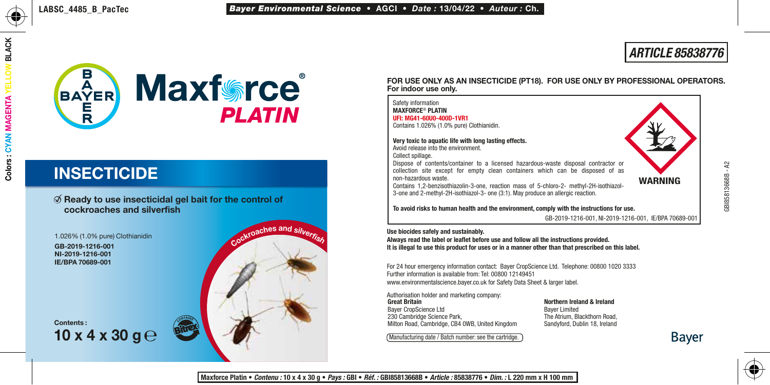Maxforce®

PLATIN

# INSECTICIDE

Ready to use insecticidal gel bait for the control of cockroaches and silverfish

1.026% (1.0% pure) Clothianidin

**GB-2019-1216-001**
**NI-2019-1216-001**
**IE/BPA 70689-001**

Cockroaches and silverfish

**Contents :**
**10 x 4 x 30 g ℮**

CONTAINS Bitrex

***ARTICLE 85838776***

**FOR USE ONLY AS AN INSECTICIDE (PT18). FOR USE ONLY BY PROFESSIONAL OPERATORS.**
**For indoor use only.**

Safety information
**MAXFORCE® PLATIN**
**UFI: MG41-60U0-400D-1VR1**
Contains 1.026% (1.0% pure) Clothianidin.

**Very toxic to aquatic life with long lasting effects.**
Avoid release into the environment.
Collect spillage.
Dispose of contents/container to a licensed hazardous-waste disposal contractor or collection site except for empty clean containers which can be disposed of as non-hazardous waste.
Contains 1,2-benzisothiazolin-3-one, reaction mass of 5-chloro-2- methyl-2H-isothiazol-3-one and 2-methyl-2H-isothiazol-3- one (3:1). May produce an allergic reaction.

**WARNING**

**To avoid risks to human health and the environment, comply with the instructions for use.**

GB-2019-1216-001, NI-2019-1216-001, IE/BPA 70689-001

**Use biocides safely and sustainably.**
**Always read the label or leaflet before use and follow all the instructions provided.**
**It is illegal to use this product for uses or in a manner other than that prescribed on this label.**

For 24 hour emergency information contact: Bayer CropScience Ltd. Telephone: 00800 1020 3333
Further information is available from: Tel: 00800 12149451
www.environmentalscience.bayer.co.uk for Safety Data Sheet & larger label.

Authorisation holder and marketing company:

**Great Britain**
Bayer CropScience Ltd
230 Cambridge Science Park,
Milton Road, Cambridge, CB4 0WB, United Kingdom

**Northern Ireland & Ireland**
Bayer Limited
The Atrium, Blackthorn Road,
Sandyford, Dublin 18, Ireland

Manufacturing date / Batch number: see the cartridge.

Bayer

GBI85813668B - A2